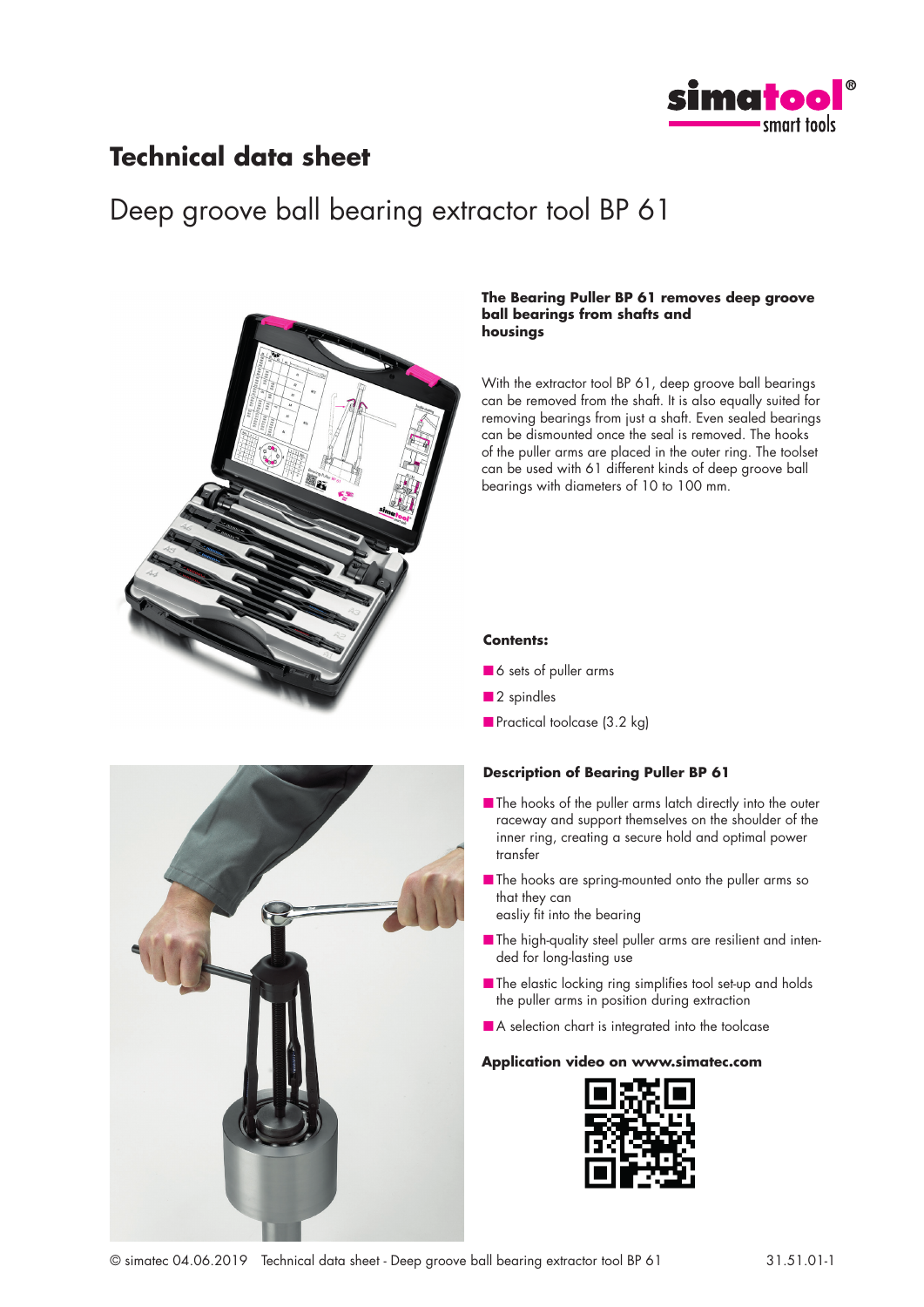# Technical data sheet

## Deep groove ball bearing extractor tool BP 61

**The Bearing Puller BP 61 removes deep groove ball bearings from shafts and housings**

With the extractor tool BP 61, deep groove ball bearings can be removed from the shaft. It is also equally suited for removing bearings from just a shaft. Even sealed bearings can be dismounted once the seal is removed. The hooks of the puller arms are placed in the outer ring. The toolset can be used with 61 different kinds of deep groove ball bearings with diameters of 10 to 100 mm.

**Contents:**

- 6 sets of puller arms
- 2 spindles
- Practical toolcase (3.2 kg)

**Description of Bearing Puller BP 61**

- The hooks of the puller arms latch directly into the outer raceway and support themselves on the shoulder of the inner ring, creating a secure hold and optimal power transfer
- The hooks are spring-mounted onto the puller arms so that they can easliy fit into the bearing
- The high-quality steel puller arms are resilient and intended for long-lasting use
- The elastic locking ring simplifies tool set-up and holds the puller arms in position during extraction
- A selection chart is integrated into the toolcase

**Application video on www.simatec.com**

© simatec 04.06.2019 Technical data sheet - Deep groove ball bearing extractor tool BP 61 31.51.01-1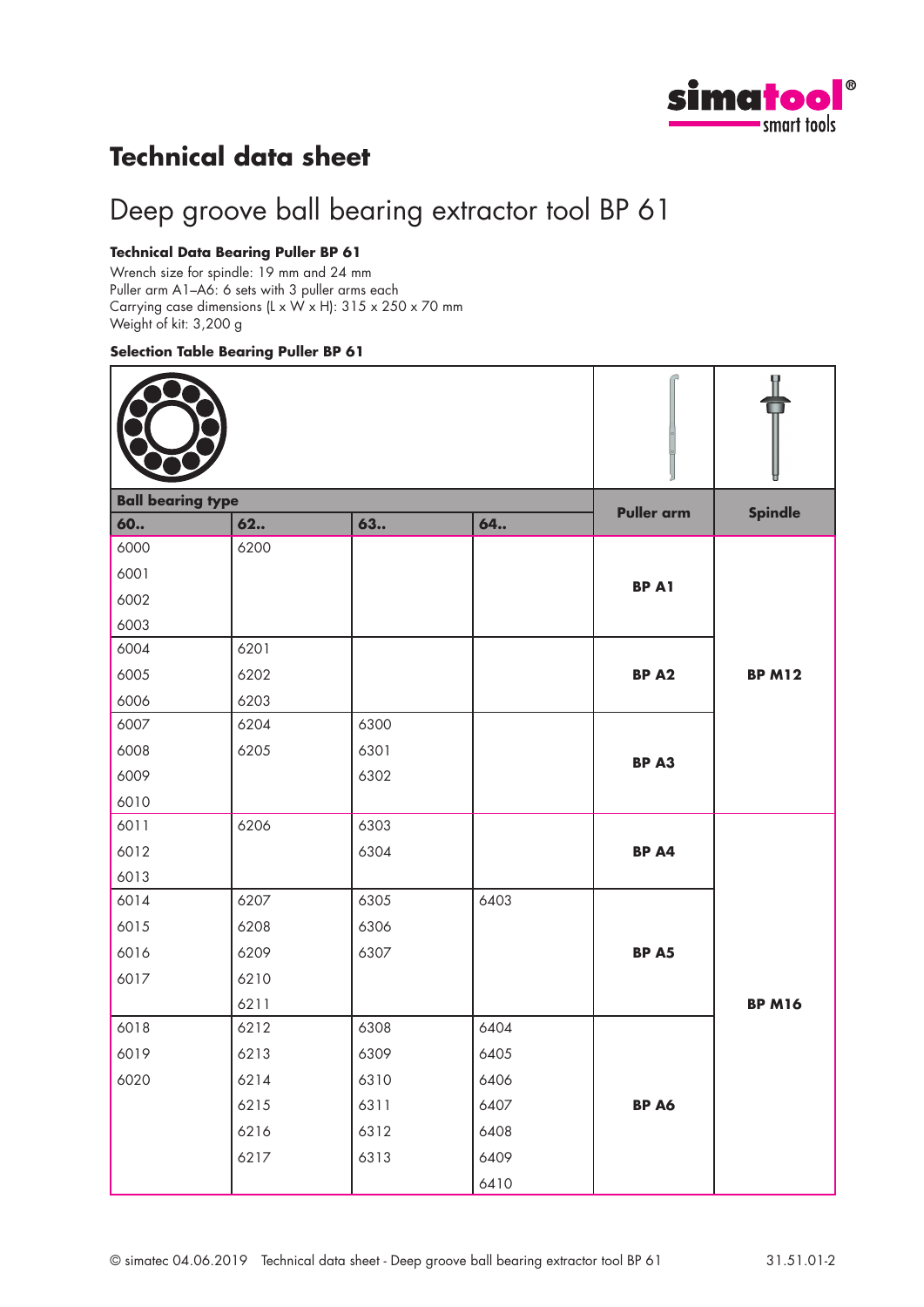# Technical data sheet

## Deep groove ball bearing extractor tool BP 61

**Technical Data Bearing Puller BP 61**

Wrench size for spindle: 19 mm and 24 mm
Puller arm A1–A6: 6 sets with 3 puller arms each
Carrying case dimensions (L x W x H): 315 x 250 x 70 mm
Weight of kit: 3,200 g

**Selection Table Bearing Puller BP 61**

| Ball bearing type | | | | Puller arm | Spindle |
|---|---|---|---|---|---|
| **60..** | **62..** | **63..** | **64..** | | |
| 6000 | 6200 | | | BP A1 | BP M12 |
| 6001 | | | | | |
| 6002 | | | | | |
| 6003 | | | | | |
| 6004 | 6201 | | | BP A2 | |
| 6005 | 6202 | | | | |
| 6006 | 6203 | | | | |
| 6007 | 6204 | 6300 | | BP A3 | |
| 6008 | 6205 | 6301 | | | |
| 6009 | | 6302 | | | |
| 6010 | | | | | |
| 6011 | 6206 | 6303 | | BP A4 | BP M16 |
| 6012 | | 6304 | | | |
| 6013 | | | | | |
| 6014 | 6207 | 6305 | 6403 | BP A5 | |
| 6015 | 6208 | 6306 | | | |
| 6016 | 6209 | 6307 | | | |
| 6017 | 6210 | | | | |
| | 6211 | | | | |
| 6018 | 6212 | 6308 | 6404 | BP A6 | |
| 6019 | 6213 | 6309 | 6405 | | |
| 6020 | 6214 | 6310 | 6406 | | |
| | 6215 | 6311 | 6407 | | |
| | 6216 | 6312 | 6408 | | |
| | 6217 | 6313 | 6409 | | |
| | | | 6410 | | |

© simatec 04.06.2019 Technical data sheet - Deep groove ball bearing extractor tool BP 61 31.51.01-2